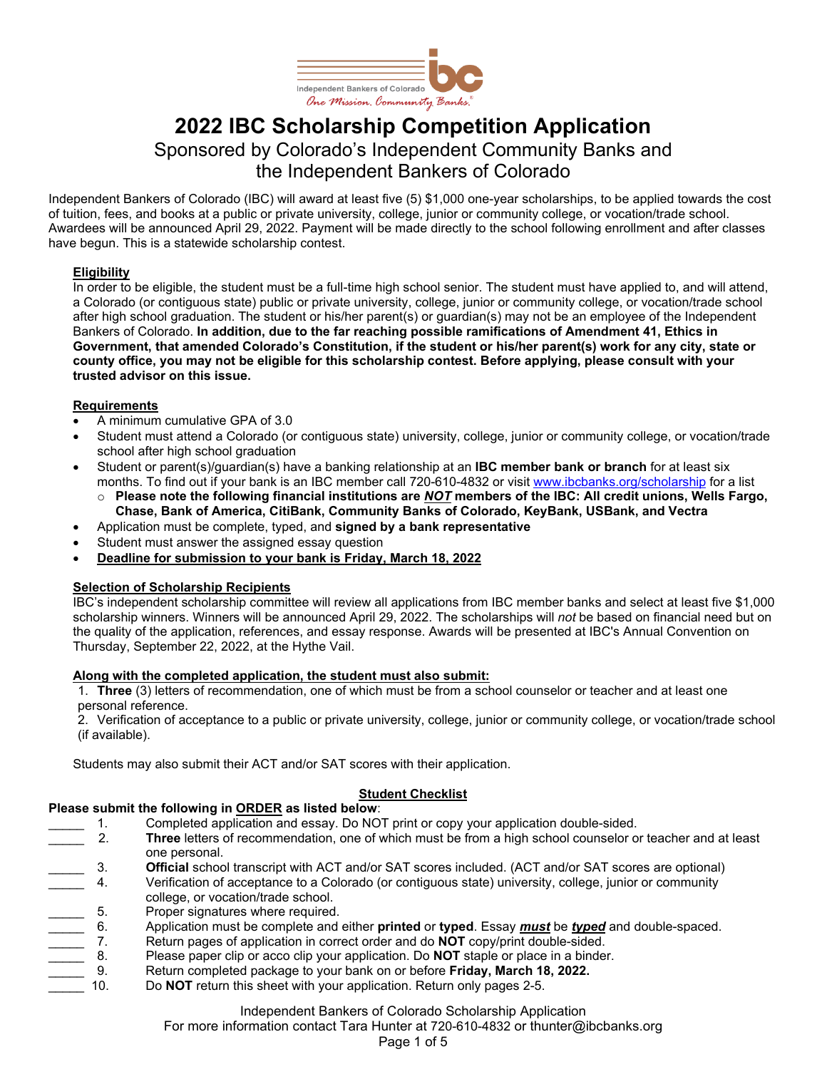Independent Bankers of Colorado
*One Mission. Community Banks.*

# 2022 IBC Scholarship Competition Application

## Sponsored by Colorado's Independent Community Banks and the Independent Bankers of Colorado

Independent Bankers of Colorado (IBC) will award at least five (5) $1,000 one-year scholarships, to be applied towards the cost of tuition, fees, and books at a public or private university, college, junior or community college, or vocation/trade school. Awardees will be announced April 29, 2022. Payment will be made directly to the school following enrollment and after classes have begun. This is a statewide scholarship contest.

### Eligibility

In order to be eligible, the student must be a full-time high school senior. The student must have applied to, and will attend, a Colorado (or contiguous state) public or private university, college, junior or community college, or vocation/trade school after high school graduation. The student or his/her parent(s) or guardian(s) may not be an employee of the Independent Bankers of Colorado. **In addition, due to the far reaching possible ramifications of Amendment 41, Ethics in Government, that amended Colorado's Constitution, if the student or his/her parent(s) work for any city, state or county office, you may not be eligible for this scholarship contest. Before applying, please consult with your trusted advisor on this issue.**

### Requirements

- A minimum cumulative GPA of 3.0
- Student must attend a Colorado (or contiguous state) university, college, junior or community college, or vocation/trade school after high school graduation
- Student or parent(s)/guardian(s) have a banking relationship at an **IBC member bank or branch** for at least six months. To find out if your bank is an IBC member call 720-610-4832 or visit www.ibcbanks.org/scholarship for a list
  - **Please note the following financial institutions are *NOT* members of the IBC: All credit unions, Wells Fargo, Chase, Bank of America, CitiBank, Community Banks of Colorado, KeyBank, USBank, and Vectra**
- Application must be complete, typed, and **signed by a bank representative**
- Student must answer the assigned essay question
- **Deadline for submission to your bank is Friday, March 18, 2022**

### Selection of Scholarship Recipients

IBC's independent scholarship committee will review all applications from IBC member banks and select at least five $1,000 scholarship winners. Winners will be announced April 29, 2022. The scholarships will *not* be based on financial need but on the quality of the application, references, and essay response. Awards will be presented at IBC's Annual Convention on Thursday, September 22, 2022, at the Hythe Vail.

### Along with the completed application, the student must also submit:

1. **Three** (3) letters of recommendation, one of which must be from a school counselor or teacher and at least one personal reference.
2. Verification of acceptance to a public or private university, college, junior or community college, or vocation/trade school (if available).

Students may also submit their ACT and/or SAT scores with their application.

### Student Checklist

**Please submit the following in ORDER as listed below**:

_____ 1. Completed application and essay. Do NOT print or copy your application double-sided.
_____ 2. **Three** letters of recommendation, one of which must be from a high school counselor or teacher and at least one personal.
_____ 3. **Official** school transcript with ACT and/or SAT scores included. (ACT and/or SAT scores are optional)
_____ 4. Verification of acceptance to a Colorado (or contiguous state) university, college, junior or community college, or vocation/trade school.
_____ 5. Proper signatures where required.
_____ 6. Application must be complete and either **printed** or **typed**. Essay ***must*** be ***typed*** and double-spaced.
_____ 7. Return pages of application in correct order and do **NOT** copy/print double-sided.
_____ 8. Please paper clip or acco clip your application. Do **NOT** staple or place in a binder.
_____ 9. Return completed package to your bank on or before **Friday, March 18, 2022.**
_____ 10. Do **NOT** return this sheet with your application. Return only pages 2-5.

Independent Bankers of Colorado Scholarship Application
For more information contact Tara Hunter at 720-610-4832 or thunter@ibcbanks.org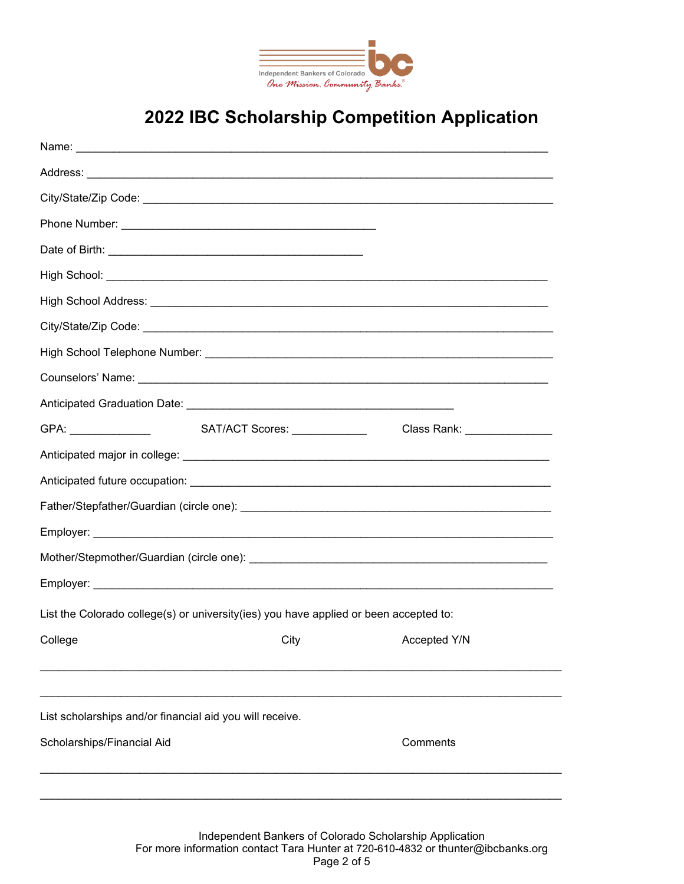Independent Bankers of Colorado
*One Mission. Community Banks.*

# 2022 IBC Scholarship Competition Application

Name: ___________________________________________________________________________

Address: _________________________________________________________________________

City/State/Zip Code: ________________________________________________________________

Phone Number: __________________________________________

Date of Birth: __________________________________________

High School: ______________________________________________________________________

High School Address: _______________________________________________________________

City/State/Zip Code: ________________________________________________________________

High School Telephone Number: ______________________________________________________

Counselors' Name: __________________________________________________________________

Anticipated Graduation Date: ___________________________________________

GPA: _____________ SAT/ACT Scores: ____________ Class Rank: ______________

Anticipated major in college: ___________________________________________________________

Anticipated future occupation: __________________________________________________________

Father/Stepfather/Guardian (circle one): ___________________________________________________

Employer: _________________________________________________________________________

Mother/Stepmother/Guardian (circle one): __________________________________________________

Employer: _________________________________________________________________________

List the Colorado college(s) or university(ies) you have applied or been accepted to:

| College | City | Accepted Y/N |
| --- | --- | --- |
| | | |
| | | |

List scholarships and/or financial aid you will receive.

| Scholarships/Financial Aid | Comments |
| --- | --- |
| | |
| | |

Independent Bankers of Colorado Scholarship Application
For more information contact Tara Hunter at 720-610-4832 or thunter@ibcbanks.org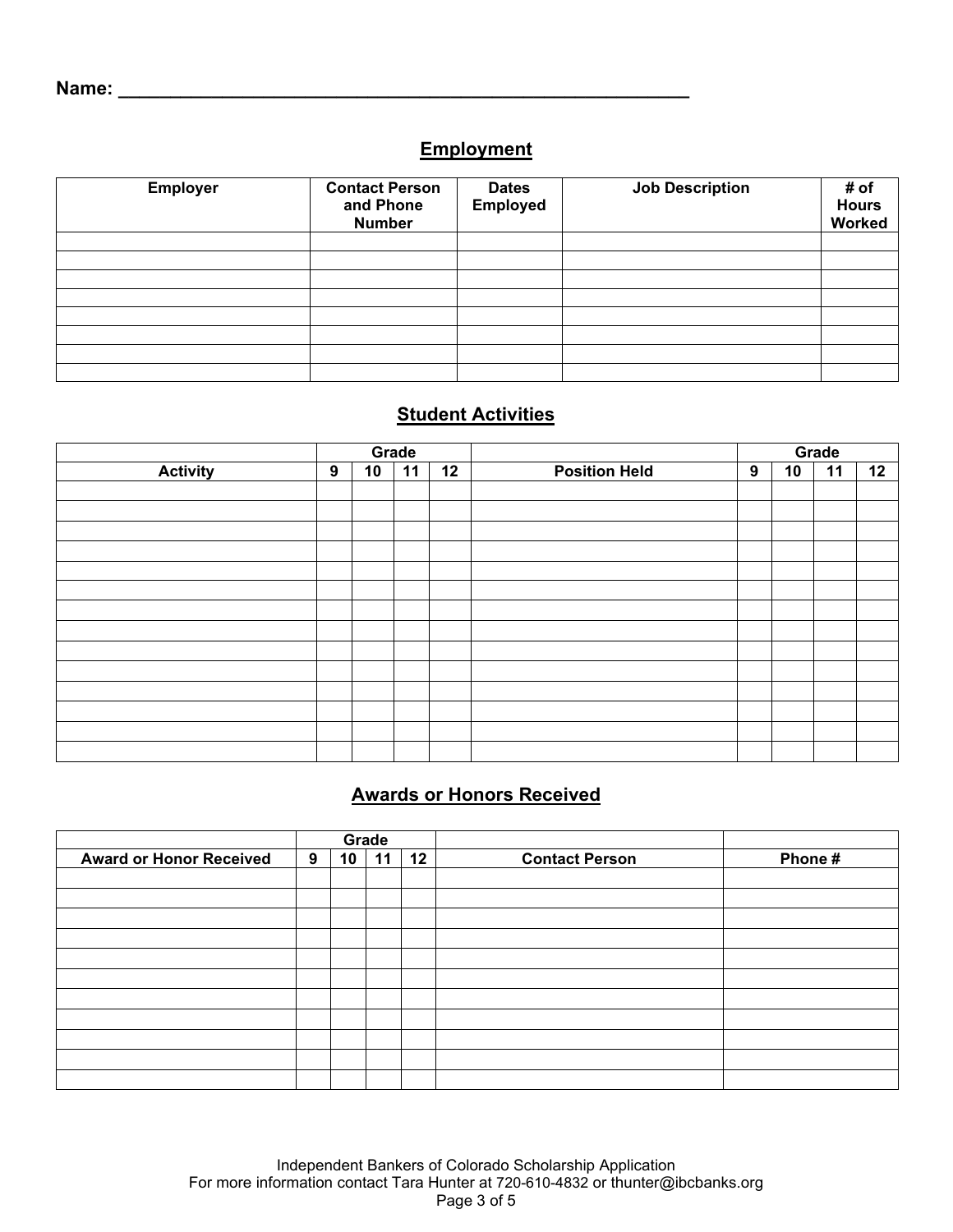Name: ________________________________________________________

## Employment

| Employer | Contact Person and Phone Number | Dates Employed | Job Description | # of Hours Worked |
|---|---|---|---|---|
| | | | | |
| | | | | |
| | | | | |
| | | | | |
| | | | | |
| | | | | |
| | | | | |
| | | | | |

## Student Activities

| | Grade | | | | | Grade | | | |
|---|---|---|---|---|---|---|---|---|---|
| Activity | 9 | 10 | 11 | 12 | Position Held | 9 | 10 | 11 | 12 |
| | | | | | | | | | |
| | | | | | | | | | |
| | | | | | | | | | |
| | | | | | | | | | |
| | | | | | | | | | |
| | | | | | | | | | |
| | | | | | | | | | |
| | | | | | | | | | |
| | | | | | | | | | |
| | | | | | | | | | |
| | | | | | | | | | |
| | | | | | | | | | |
| | | | | | | | | | |
| | | | | | | | | | |

## Awards or Honors Received

| | Grade | | | | | |
|---|---|---|---|---|---|---|
| Award or Honor Received | 9 | 10 | 11 | 12 | Contact Person | Phone # |
| | | | | | | |
| | | | | | | |
| | | | | | | |
| | | | | | | |
| | | | | | | |
| | | | | | | |
| | | | | | | |
| | | | | | | |
| | | | | | | |
| | | | | | | |
| | | | | | | |

Independent Bankers of Colorado Scholarship Application
For more information contact Tara Hunter at 720-610-4832 or thunter@ibcbanks.org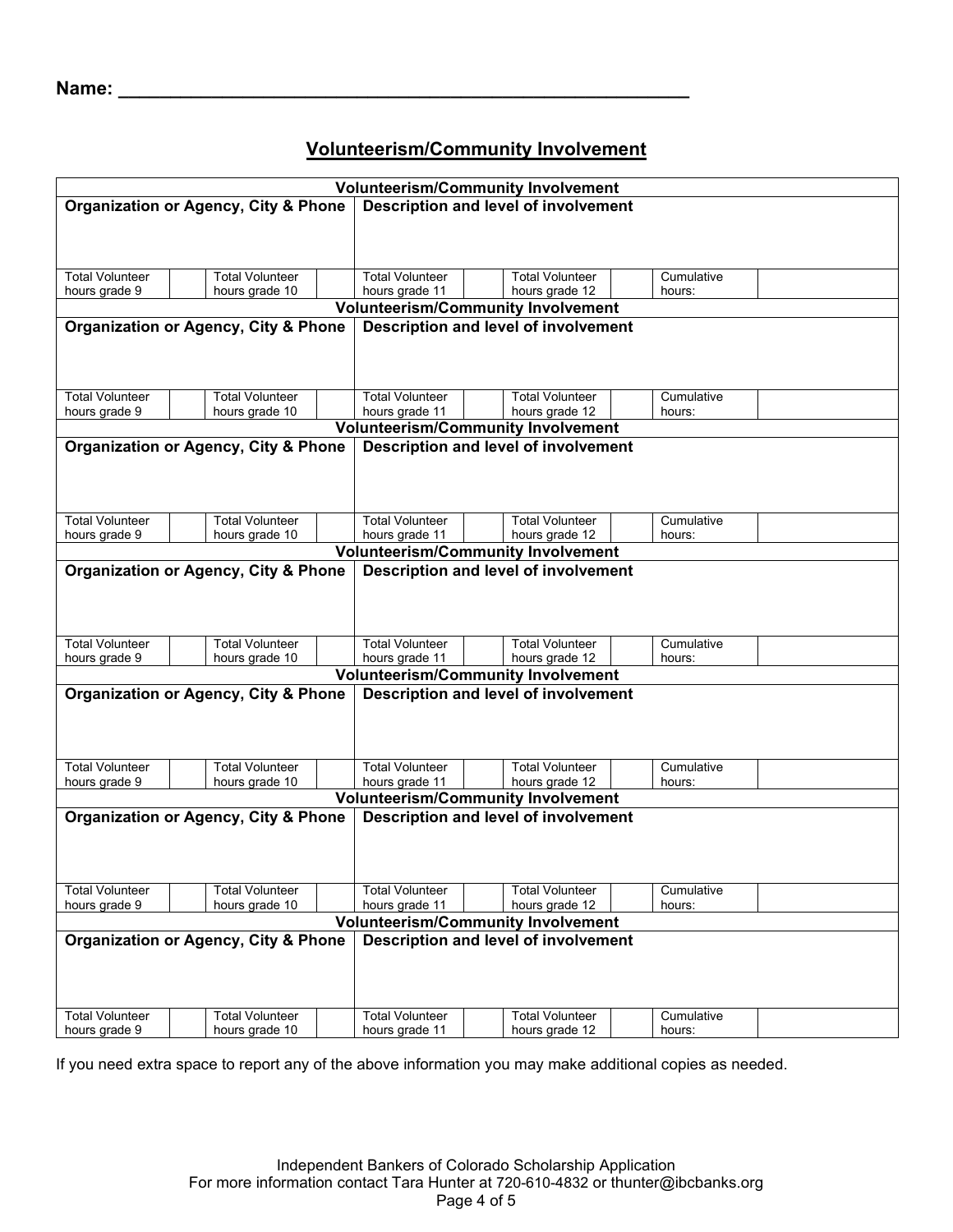Name: ______________________________________________________

## Volunteerism/Community Involvement

| Volunteerism/Community Involvement | | | | | | | | | |
|---|---|---|---|---|---|---|---|---|---|
| **Organization or Agency, City & Phone** | | | | **Description and level of involvement** | | | | | |
| Total Volunteer hours grade 9 | | Total Volunteer hours grade 10 | | Total Volunteer hours grade 11 | | Total Volunteer hours grade 12 | | Cumulative hours: | |
| **Volunteerism/Community Involvement** | | | | | | | | | |
| **Organization or Agency, City & Phone** | | | | **Description and level of involvement** | | | | | |
| Total Volunteer hours grade 9 | | Total Volunteer hours grade 10 | | Total Volunteer hours grade 11 | | Total Volunteer hours grade 12 | | Cumulative hours: | |
| **Volunteerism/Community Involvement** | | | | | | | | | |
| **Organization or Agency, City & Phone** | | | | **Description and level of involvement** | | | | | |
| Total Volunteer hours grade 9 | | Total Volunteer hours grade 10 | | Total Volunteer hours grade 11 | | Total Volunteer hours grade 12 | | Cumulative hours: | |
| **Volunteerism/Community Involvement** | | | | | | | | | |
| **Organization or Agency, City & Phone** | | | | **Description and level of involvement** | | | | | |
| Total Volunteer hours grade 9 | | Total Volunteer hours grade 10 | | Total Volunteer hours grade 11 | | Total Volunteer hours grade 12 | | Cumulative hours: | |
| **Volunteerism/Community Involvement** | | | | | | | | | |
| **Organization or Agency, City & Phone** | | | | **Description and level of involvement** | | | | | |
| Total Volunteer hours grade 9 | | Total Volunteer hours grade 10 | | Total Volunteer hours grade 11 | | Total Volunteer hours grade 12 | | Cumulative hours: | |
| **Volunteerism/Community Involvement** | | | | | | | | | |
| **Organization or Agency, City & Phone** | | | | **Description and level of involvement** | | | | | |
| Total Volunteer hours grade 9 | | Total Volunteer hours grade 10 | | Total Volunteer hours grade 11 | | Total Volunteer hours grade 12 | | Cumulative hours: | |
| **Volunteerism/Community Involvement** | | | | | | | | | |
| **Organization or Agency, City & Phone** | | | | **Description and level of involvement** | | | | | |
| Total Volunteer hours grade 9 | | Total Volunteer hours grade 10 | | Total Volunteer hours grade 11 | | Total Volunteer hours grade 12 | | Cumulative hours: | |

If you need extra space to report any of the above information you may make additional copies as needed.

Independent Bankers of Colorado Scholarship Application
For more information contact Tara Hunter at 720-610-4832 or thunter@ibcbanks.org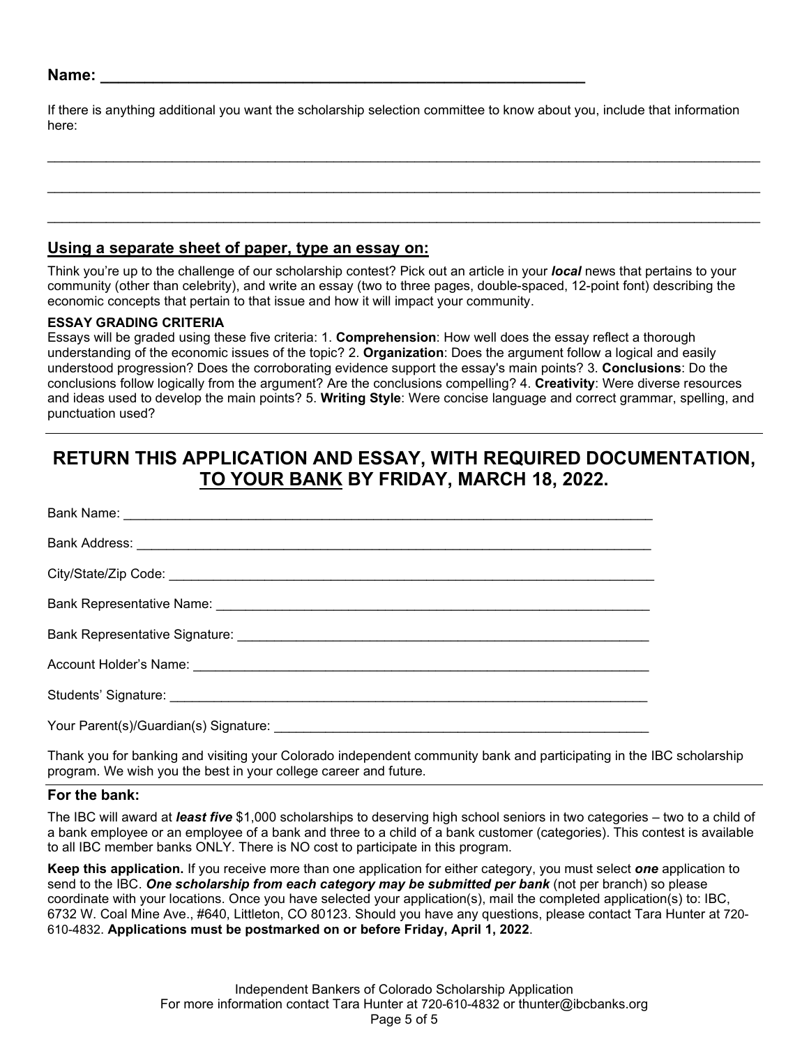**Name: ______________________________________________________**

If there is anything additional you want the scholarship selection committee to know about you, include that information here:

______________________________________________________________________________________________

______________________________________________________________________________________________

______________________________________________________________________________________________

## Using a separate sheet of paper, type an essay on:

Think you're up to the challenge of our scholarship contest? Pick out an article in your ***local*** news that pertains to your community (other than celebrity), and write an essay (two to three pages, double-spaced, 12-point font) describing the economic concepts that pertain to that issue and how it will impact your community.

**ESSAY GRADING CRITERIA**

Essays will be graded using these five criteria: 1. **Comprehension**: How well does the essay reflect a thorough understanding of the economic issues of the topic? 2. **Organization**: Does the argument follow a logical and easily understood progression? Does the corroborating evidence support the essay's main points? 3. **Conclusions**: Do the conclusions follow logically from the argument? Are the conclusions compelling? 4. **Creativity**: Were diverse resources and ideas used to develop the main points? 5. **Writing Style**: Were concise language and correct grammar, spelling, and punctuation used?

---

## RETURN THIS APPLICATION AND ESSAY, WITH REQUIRED DOCUMENTATION, TO YOUR BANK BY FRIDAY, MARCH 18, 2022.

Bank Name: ______________________________________________________________________

Bank Address: ____________________________________________________________________

City/State/Zip Code: _______________________________________________________________

Bank Representative Name: _________________________________________________________

Bank Representative Signature: ______________________________________________________

Account Holder's Name: ____________________________________________________________

Students' Signature: ________________________________________________________________

Your Parent(s)/Guardian(s) Signature: _________________________________________________

Thank you for banking and visiting your Colorado independent community bank and participating in the IBC scholarship program. We wish you the best in your college career and future.

---

### For the bank:

The IBC will award at ***least five*** $1,000 scholarships to deserving high school seniors in two categories – two to a child of a bank employee or an employee of a bank and three to a child of a bank customer (categories). This contest is available to all IBC member banks ONLY. There is NO cost to participate in this program.

**Keep this application.** If you receive more than one application for either category, you must select ***one*** application to send to the IBC. ***One scholarship from each category may be submitted per bank*** (not per branch) so please coordinate with your locations. Once you have selected your application(s), mail the completed application(s) to: IBC, 6732 W. Coal Mine Ave., #640, Littleton, CO 80123. Should you have any questions, please contact Tara Hunter at 720-610-4832. **Applications must be postmarked on or before Friday, April 1, 2022**.